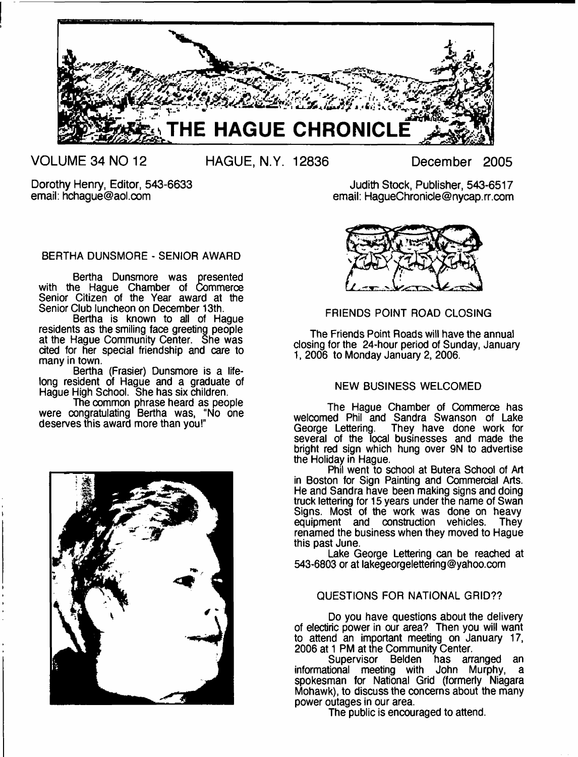# THE HAGUE CHRONICLE

VOLUME 34 NO 12 HAGUE, N.Y. 12836 December 2005

Dorothy Henry, Editor, 543-6633
email: hchague@aol.com

Judith Stock, Publisher, 543-6517
email: HagueChronicle@nycap.rr.com

## BERTHA DUNSMORE - SENIOR AWARD

Bertha Dunsmore was presented with the Hague Chamber of Commerce Senior Citizen of the Year award at the Senior Club luncheon on December 13th.

Bertha is known to all of Hague residents as the smiling face greeting people at the Hague Community Center. She was cited for her special friendship and care to many in town.

Bertha (Frasier) Dunsmore is a life-long resident of Hague and a graduate of Hague High School. She has six children.

The common phrase heard as people were congratulating Bertha was, "No one deserves this award more than you!"

## FRIENDS POINT ROAD CLOSING

The Friends Point Roads will have the annual closing for the 24-hour period of Sunday, January 1, 2006 to Monday January 2, 2006.

## NEW BUSINESS WELCOMED

The Hague Chamber of Commerce has welcomed Phil and Sandra Swanson of Lake George Lettering. They have done work for several of the local businesses and made the bright red sign which hung over 9N to advertise the Holiday in Hague.

Phil went to school at Butera School of Art in Boston for Sign Painting and Commercial Arts. He and Sandra have been making signs and doing truck lettering for 15 years under the name of Swan Signs. Most of the work was done on heavy equipment and construction vehicles. They renamed the business when they moved to Hague this past June.

Lake George Lettering can be reached at 543-6803 or at lakegeorgelettering@yahoo.com

## QUESTIONS FOR NATIONAL GRID??

Do you have questions about the delivery of electric power in our area? Then you will want to attend an important meeting on January 17, 2006 at 1 PM at the Community Center.

Supervisor Belden has arranged an informational meeting with John Murphy, a spokesman for National Grid (formerly Niagara Mohawk), to discuss the concerns about the many power outages in our area.

The public is encouraged to attend.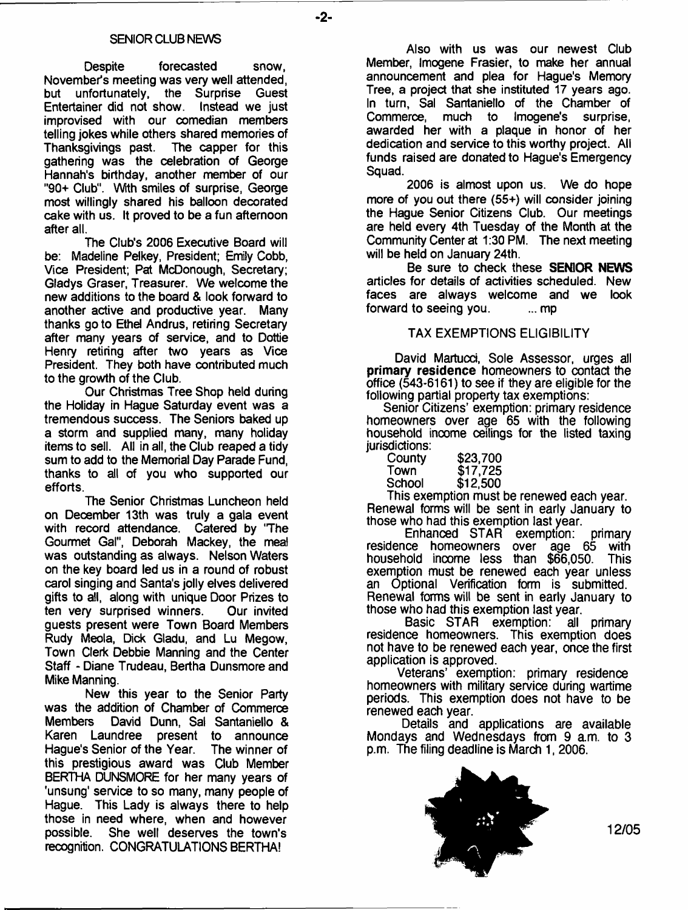## SENIOR CLUB NEWS

Despite forecasted snow, November's meeting was very well attended, but unfortunately, the Surprise Guest Entertainer did not show. Instead we just improvised with our comedian members telling jokes while others shared memories of Thanksgivings past. The capper for this gathering was the celebration of George Hannah's birthday, another member of our "90+ Club". With smiles of surprise, George most willingly shared his balloon decorated cake with us. It proved to be a fun afternoon after all.

The Club's 2006 Executive Board will be: Madeline Pelkey, President; Emily Cobb, Vice President; Pat McDonough, Secretary; Gladys Graser, Treasurer. We welcome the new additions to the board & look forward to another active and productive year. Many thanks go to Ethel Andrus, retiring Secretary after many years of service, and to Dottie Henry retiring after two years as Vice President. They both have contributed much to the growth of the Club.

Our Christmas Tree Shop held during the Holiday in Hague Saturday event was a tremendous success. The Seniors baked up a storm and supplied many, many holiday items to sell. All in all, the Club reaped a tidy sum to add to the Memorial Day Parade Fund, thanks to all of you who supported our efforts.

The Senior Christmas Luncheon held on December 13th was truly a gala event with record attendance. Catered by "The Gourmet Gal", Deborah Mackey, the meal was outstanding as always. Nelson Waters on the key board led us in a round of robust carol singing and Santa's jolly elves delivered gifts to all, along with unique Door Prizes to ten very surprised winners. Our invited guests present were Town Board Members Rudy Meola, Dick Gladu, and Lu Megow, Town Clerk Debbie Manning and the Center Staff - Diane Trudeau, Bertha Dunsmore and Mike Manning.

New this year to the Senior Party was the addition of Chamber of Commerce Members David Dunn, Sal Santaniello & Karen Laundree present to announce Hague's Senior of the Year. The winner of this prestigious award was Club Member BERTHA DUNSMORE for her many years of 'unsung' service to so many, many people of Hague. This Lady is always there to help those in need where, when and however possible. She well deserves the town's recognition. CONGRATULATIONS BERTHA!

Also with us was our newest Club Member, Imogene Frasier, to make her annual announcement and plea for Hague's Memory Tree, a project that she instituted 17 years ago. In turn, Sal Santaniello of the Chamber of Commerce, much to Imogene's surprise, awarded her with a plaque in honor of her dedication and service to this worthy project. All funds raised are donated to Hague's Emergency Squad.

2006 is almost upon us. We do hope more of you out there (55+) will consider joining the Hague Senior Citizens Club. Our meetings are held every 4th Tuesday of the Month at the Community Center at 1:30 PM. The next meeting will be held on January 24th.

Be sure to check these **SENIOR NEWS** articles for details of activities scheduled. New faces are always welcome and we look forward to seeing you. ... mp

## TAX EXEMPTIONS ELIGIBILITY

David Martucci, Sole Assessor, urges all **primary residence** homeowners to contact the office (543-6161) to see if they are eligible for the following partial property tax exemptions:

Senior Citizens' exemption: primary residence homeowners over age 65 with the following household income ceilings for the listed taxing jurisdictions:

| | |
|---|---|
| County | $23,700 |
| Town | $17,725 |
| School | $12,500 |

This exemption must be renewed each year. Renewal forms will be sent in early January to those who had this exemption last year.

Enhanced STAR exemption: primary residence homeowners over age 65 with household income less than $66,050. This exemption must be renewed each year unless an Optional Verification form is submitted. Renewal forms will be sent in early January to those who had this exemption last year.

Basic STAR exemption: all primary residence homeowners. This exemption does not have to be renewed each year, once the first application is approved.

Veterans' exemption: primary residence homeowners with military service during wartime periods. This exemption does not have to be renewed each year.

Details and applications are available Mondays and Wednesdays from 9 a.m. to 3 p.m. The filing deadline is March 1, 2006.

12/05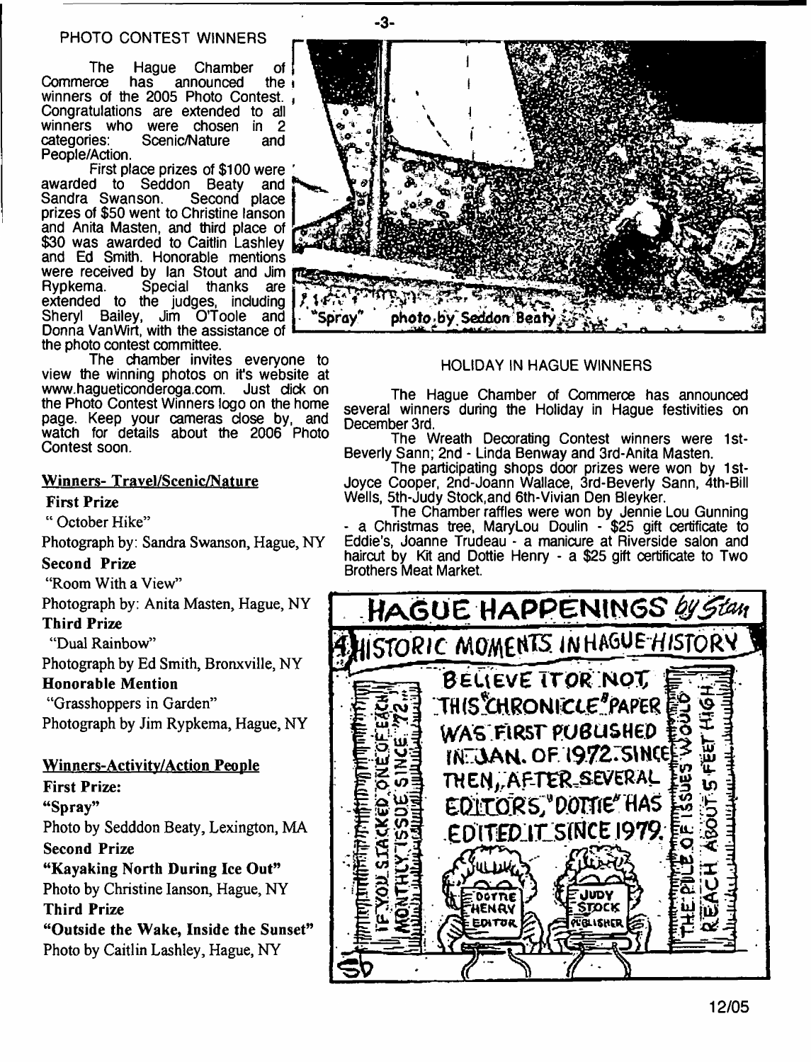## PHOTO CONTEST WINNERS

The Hague Chamber of Commerce has announced the winners of the 2005 Photo Contest. Congratulations are extended to all winners who were chosen in 2 categories: Scenic/Nature and People/Action.

First place prizes of $100 were awarded to Seddon Beaty and Sandra Swanson. Second place prizes of $50 went to Christine Ianson and Anita Masten, and third place of $30 was awarded to Caitlin Lashley and Ed Smith. Honorable mentions were received by Ian Stout and Jim Rypkema. Special thanks are extended to the judges, including Sheryl Bailey, Jim O'Toole and Donna VanWirt, with the assistance of the photo contest committee.

The chamber invites everyone to view the winning photos on it's website at www.hagueticonderoga.com. Just click on the Photo Contest Winners logo on the home page. Keep your cameras close by, and watch for details about the 2006 Photo Contest soon.

"Spray" photo by Seddon Beaty

### Winners- Travel/Scenic/Nature

**First Prize**

" October Hike"

Photograph by: Sandra Swanson, Hague, NY

**Second Prize**

"Room With a View"

Photograph by: Anita Masten, Hague, NY

**Third Prize**

"Dual Rainbow"

Photograph by Ed Smith, Bronxville, NY

**Honorable Mention**

"Grasshoppers in Garden"

Photograph by Jim Rypkema, Hague, NY

### Winners-Activity/Action People

**First Prize:**

**"Spray"**

Photo by Sedddon Beaty, Lexington, MA

**Second Prize**

**"Kayaking North During Ice Out"**

Photo by Christine Ianson, Hague, NY

**Third Prize**

**"Outside the Wake, Inside the Sunset"**

Photo by Caitlin Lashley, Hague, NY

## HOLIDAY IN HAGUE WINNERS

The Hague Chamber of Commerce has announced several winners during the Holiday in Hague festivities on December 3rd.

The Wreath Decorating Contest winners were 1st-Beverly Sann; 2nd - Linda Benway and 3rd-Anita Masten.

The participating shops door prizes were won by 1st-Joyce Cooper, 2nd-Joann Wallace, 3rd-Beverly Sann, 4th-Bill Wells, 5th-Judy Stock,and 6th-Vivian Den Bleyker.

The Chamber raffles were won by Jennie Lou Gunning - a Christmas tree, MaryLou Doulin - $25 gift certificate to Eddie's, Joanne Trudeau - a manicure at Riverside salon and haircut by Kit and Dottie Henry - a $25 gift certificate to Two Brothers Meat Market.

HAGUE HAPPENINGS by Stan

HISTORIC MOMENTS IN HAGUE HISTORY

BELIEVE IT OR NOT, THIS "CHRONICLE" PAPER WAS FIRST PUBLISHED IN JAN. OF 1972. SINCE THEN, AFTER SEVERAL EDITORS, "DOTTIE" HAS EDITED IT SINCE 1979.

IF YOU STACKED ONE OF EACH MONTHLY ISSUE SINCE '72... THE PILE OF ISSUES WOULD REACH ABOUT 5 FEET HIGH.

DOTTIE HENRY EDITOR — JUDY STOCK PUBLISHER

12/05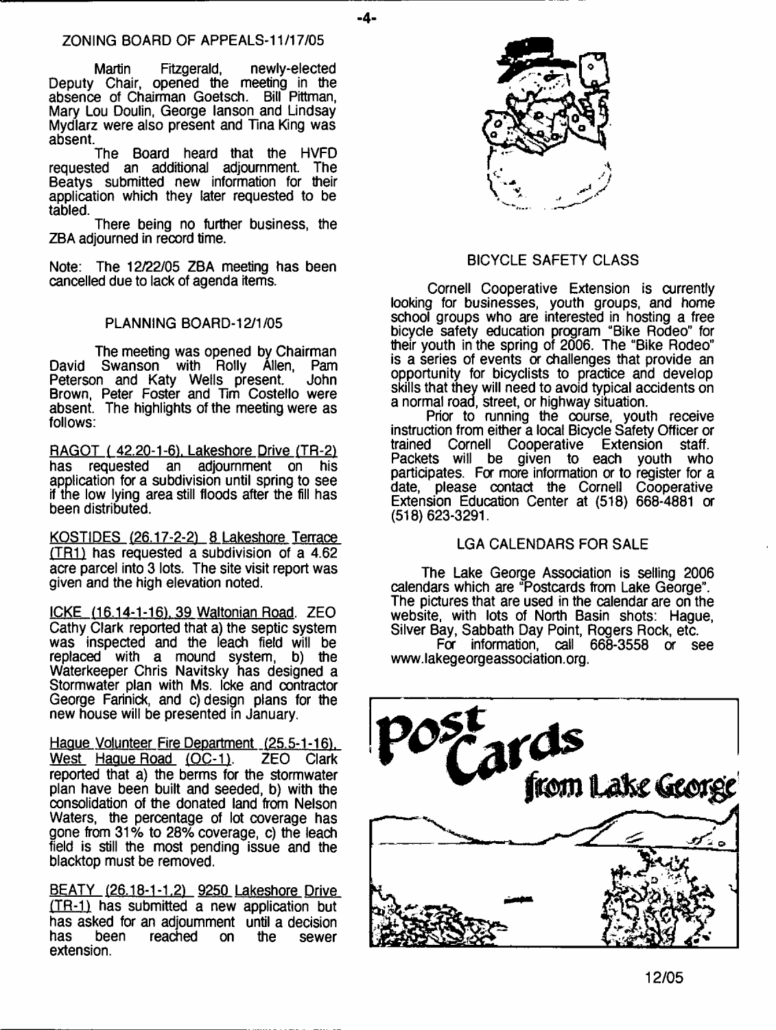## ZONING BOARD OF APPEALS-11/17/05

Martin Fitzgerald, newly-elected Deputy Chair, opened the meeting in the absence of Chairman Goetsch. Bill Pittman, Mary Lou Doulin, George lanson and Lindsay Mydlarz were also present and Tina King was absent.

The Board heard that the HVFD requested an additional adjournment. The Beatys submitted new information for their application which they later requested to be tabled.

There being no further business, the ZBA adjourned in record time.

Note: The 12/22/05 ZBA meeting has been cancelled due to lack of agenda items.

## PLANNING BOARD-12/1/05

The meeting was opened by Chairman David Swanson with Rolly Allen, Pam Peterson and Katy Wells present. John Brown, Peter Foster and Tim Costello were absent. The highlights of the meeting were as follows:

RAGOT ( 42.20-1-6), Lakeshore Drive (TR-2) has requested an adjournment on his application for a subdivision until spring to see if the low lying area still floods after the fill has been distributed.

KOSTIDES (26.17-2-2) 8 Lakeshore Terrace (TR1) has requested a subdivision of a 4.62 acre parcel into 3 lots. The site visit report was given and the high elevation noted.

ICKE (16.14-1-16), 39 Waltonian Road. ZEO Cathy Clark reported that a) the septic system was inspected and the leach field will be replaced with a mound system, b) the Waterkeeper Chris Navitsky has designed a Stormwater plan with Ms. Icke and contractor George Farinick, and c) design plans for the new house will be presented in January.

Hague Volunteer Fire Department (25.5-1-16), West Hague Road (OC-1). ZEO Clark reported that a) the berms for the stormwater plan have been built and seeded, b) with the consolidation of the donated land from Nelson Waters, the percentage of lot coverage has gone from 31% to 28% coverage, c) the leach field is still the most pending issue and the blacktop must be removed.

BEATY (26.18-1-1.2) 9250 Lakeshore Drive (TR-1) has submitted a new application but has asked for an adjournment until a decision has been reached on the sewer extension.

## BICYCLE SAFETY CLASS

Cornell Cooperative Extension is currently looking for businesses, youth groups, and home school groups who are interested in hosting a free bicycle safety education program "Bike Rodeo" for their youth in the spring of 2006. The "Bike Rodeo" is a series of events or challenges that provide an opportunity for bicyclists to practice and develop skills that they will need to avoid typical accidents on a normal road, street, or highway situation.

Prior to running the course, youth receive instruction from either a local Bicycle Safety Officer or trained Cornell Cooperative Extension staff. Packets will be given to each youth who participates. For more information or to register for a date, please contact the Cornell Cooperative Extension Education Center at (518) 668-4881 or (518) 623-3291.

## LGA CALENDARS FOR SALE

The Lake George Association is selling 2006 calendars which are "Postcards from Lake George". The pictures that are used in the calendar are on the website, with lots of North Basin shots: Hague, Silver Bay, Sabbath Day Point, Rogers Rock, etc.

For information, call 668-3558 or see www.lakegeorgeassociation.org.

Post Cards from Lake George

12/05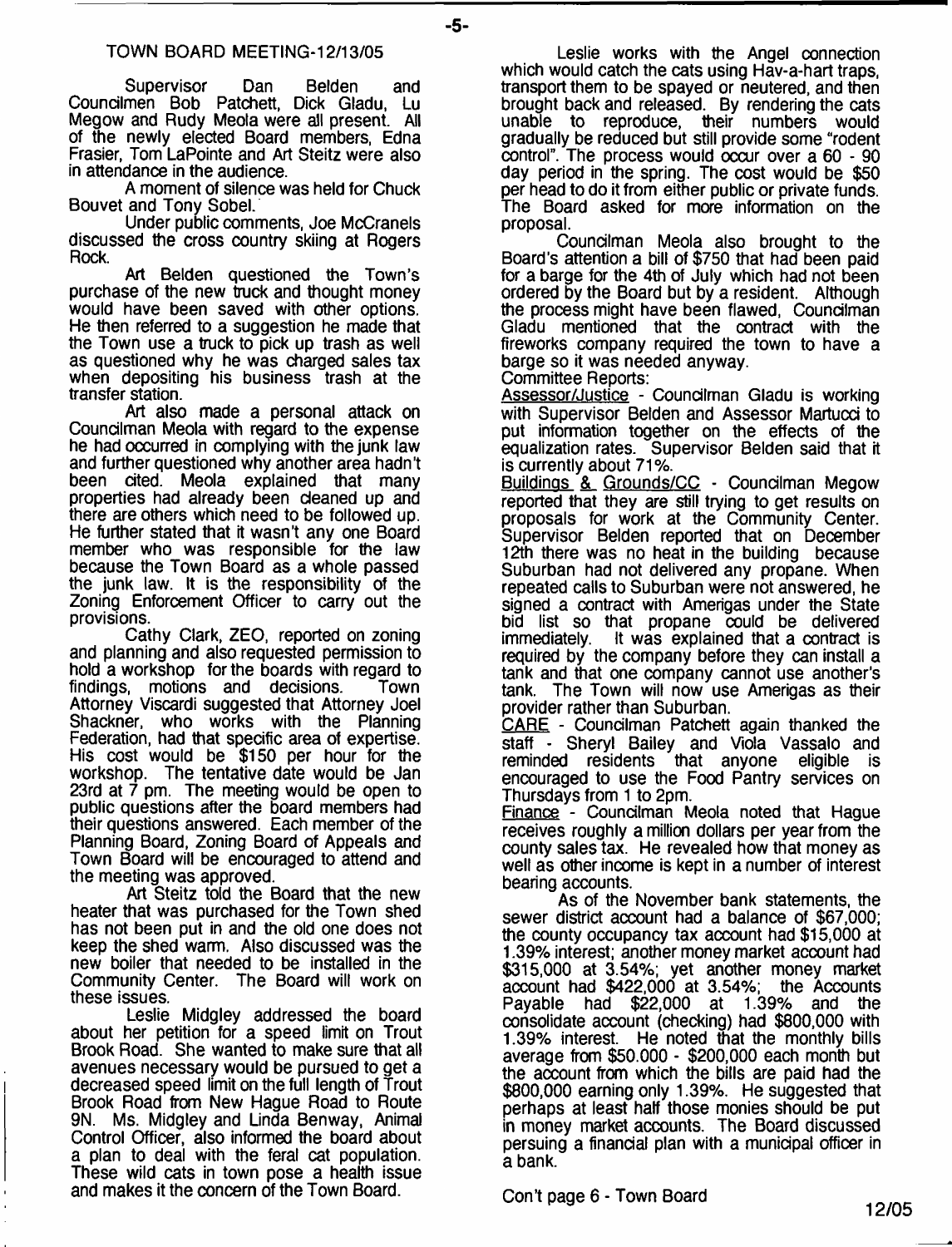## TOWN BOARD MEETING-12/13/05

Supervisor Dan Belden and Councilmen Bob Patchett, Dick Gladu, Lu Megow and Rudy Meola were all present. All of the newly elected Board members, Edna Frasier, Tom LaPointe and Art Steitz were also in attendance in the audience.

A moment of silence was held for Chuck Bouvet and Tony Sobel.

Under public comments, Joe McCranels discussed the cross country skiing at Rogers Rock.

Art Belden questioned the Town's purchase of the new truck and thought money would have been saved with other options. He then referred to a suggestion he made that the Town use a truck to pick up trash as well as questioned why he was charged sales tax when depositing his business trash at the transfer station.

Art also made a personal attack on Councilman Meola with regard to the expense he had occurred in complying with the junk law and further questioned why another area hadn't been cited. Meola explained that many properties had already been cleaned up and there are others which need to be followed up. He further stated that it wasn't any one Board member who was responsible for the law because the Town Board as a whole passed the junk law. It is the responsibility of the Zoning Enforcement Officer to carry out the provisions.

Cathy Clark, ZEO, reported on zoning and planning and also requested permission to hold a workshop for the boards with regard to findings, motions and decisions. Town Attorney Viscardi suggested that Attorney Joel Shackner, who works with the Planning Federation, had that specific area of expertise. His cost would be $150 per hour for the workshop. The tentative date would be Jan 23rd at 7 pm. The meeting would be open to public questions after the board members had their questions answered. Each member of the Planning Board, Zoning Board of Appeals and Town Board will be encouraged to attend and the meeting was approved.

Art Steitz told the Board that the new heater that was purchased for the Town shed has not been put in and the old one does not keep the shed warm. Also discussed was the new boiler that needed to be installed in the Community Center. The Board will work on these issues.

Leslie Midgley addressed the board about her petition for a speed limit on Trout Brook Road. She wanted to make sure that all avenues necessary would be pursued to get a decreased speed limit on the full length of Trout Brook Road from New Hague Road to Route 9N. Ms. Midgley and Linda Benway, Animal Control Officer, also informed the board about a plan to deal with the feral cat population. These wild cats in town pose a health issue and makes it the concern of the Town Board.

Leslie works with the Angel connection which would catch the cats using Hav-a-hart traps, transport them to be spayed or neutered, and then brought back and released. By rendering the cats unable to reproduce, their numbers would gradually be reduced but still provide some "rodent control". The process would occur over a 60 - 90 day period in the spring. The cost would be $50 per head to do it from either public or private funds. The Board asked for more information on the proposal.

Councilman Meola also brought to the Board's attention a bill of $750 that had been paid for a barge for the 4th of July which had not been ordered by the Board but by a resident. Although the process might have been flawed, Councilman Gladu mentioned that the contract with the fireworks company required the town to have a barge so it was needed anyway.

Committee Reports:

Assessor/Justice - Councilman Gladu is working with Supervisor Belden and Assessor Martucci to put information together on the effects of the equalization rates. Supervisor Belden said that it is currently about 71%.

Buildings & Grounds/CC - Councilman Megow reported that they are still trying to get results on proposals for work at the Community Center. Supervisor Belden reported that on December 12th there was no heat in the building because Suburban had not delivered any propane. When repeated calls to Suburban were not answered, he signed a contract with Amerigas under the State bid list so that propane could be delivered immediately. It was explained that a contract is required by the company before they can install a tank and that one company cannot use another's tank. The Town will now use Amerigas as their provider rather than Suburban.

CARE - Councilman Patchett again thanked the staff - Sheryl Bailey and Viola Vassalo and reminded residents that anyone eligible is encouraged to use the Food Pantry services on Thursdays from 1 to 2pm.

Finance - Councilman Meola noted that Hague receives roughly a million dollars per year from the county sales tax. He revealed how that money as well as other income is kept in a number of interest bearing accounts.

As of the November bank statements, the sewer district account had a balance of $67,000; the county occupancy tax account had $15,000 at 1.39% interest; another money market account had $315,000 at 3.54%; yet another money market account had $422,000 at 3.54%; the Accounts Payable had $22,000 at 1.39% and the consolidate account (checking) had $800,000 with 1.39% interest. He noted that the monthly bills average from $50.000 - $200,000 each month but the account from which the bills are paid had the $800,000 earning only 1.39%. He suggested that perhaps at least half those monies should be put in money market accounts. The Board discussed persuing a financial plan with a municipal officer in a bank.

Con't page 6 - Town Board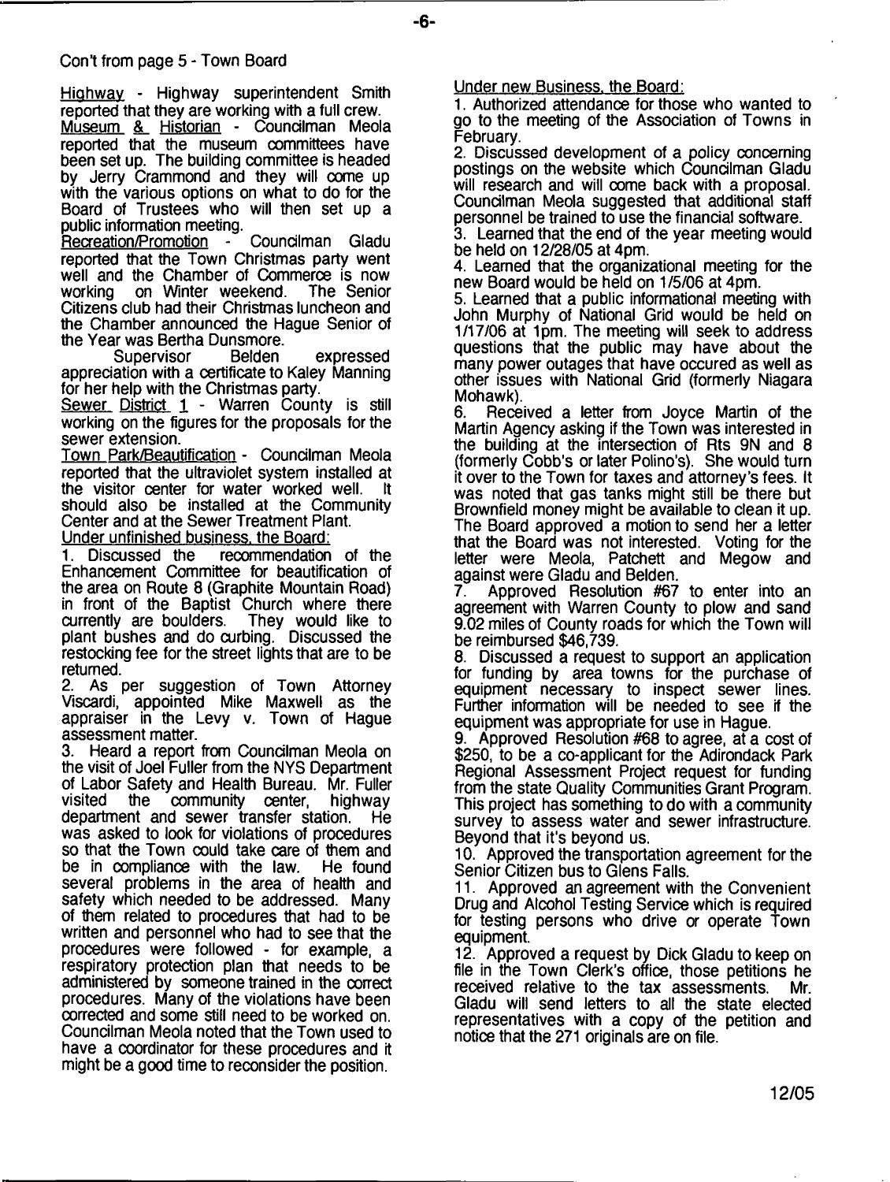Con't from page 5 - Town Board

Highway - Highway superintendent Smith reported that they are working with a full crew.

Museum & Historian - Councilman Meola reported that the museum committees have been set up. The building committee is headed by Jerry Crammond and they will come up with the various options on what to do for the Board of Trustees who will then set up a public information meeting.

Recreation/Promotion - Councilman Gladu reported that the Town Christmas party went well and the Chamber of Commerce is now working on Winter weekend. The Senior Citizens club had their Christmas luncheon and the Chamber announced the Hague Senior of the Year was Bertha Dunsmore.

Supervisor Belden expressed appreciation with a certificate to Kaley Manning for her help with the Christmas party.

Sewer District 1 - Warren County is still working on the figures for the proposals for the sewer extension.

Town Park/Beautification - Councilman Meola reported that the ultraviolet system installed at the visitor center for water worked well. It should also be installed at the Community Center and at the Sewer Treatment Plant.

Under unfinished business, the Board:

1. Discussed the recommendation of the Enhancement Committee for beautification of the area on Route 8 (Graphite Mountain Road) in front of the Baptist Church where there currently are boulders. They would like to plant bushes and do curbing. Discussed the restocking fee for the street lights that are to be returned.
2. As per suggestion of Town Attorney Viscardi, appointed Mike Maxwell as the appraiser in the Levy v. Town of Hague assessment matter.
3. Heard a report from Councilman Meola on the visit of Joel Fuller from the NYS Department of Labor Safety and Health Bureau. Mr. Fuller visited the community center, highway department and sewer transfer station. He was asked to look for violations of procedures so that the Town could take care of them and be in compliance with the law. He found several problems in the area of health and safety which needed to be addressed. Many of them related to procedures that had to be written and personnel who had to see that the procedures were followed - for example, a respiratory protection plan that needs to be administered by someone trained in the correct procedures. Many of the violations have been corrected and some still need to be worked on. Councilman Meola noted that the Town used to have a coordinator for these procedures and it might be a good time to reconsider the position.

Under new Business, the Board:

1. Authorized attendance for those who wanted to go to the meeting of the Association of Towns in February.
2. Discussed development of a policy concerning postings on the website which Councilman Gladu will research and will come back with a proposal. Councilman Meola suggested that additional staff personnel be trained to use the financial software.
3. Learned that the end of the year meeting would be held on 12/28/05 at 4pm.
4. Learned that the organizational meeting for the new Board would be held on 1/5/06 at 4pm.
5. Learned that a public informational meeting with John Murphy of National Grid would be held on 1/17/06 at 1pm. The meeting will seek to address questions that the public may have about the many power outages that have occured as well as other issues with National Grid (formerly Niagara Mohawk).
6. Received a letter from Joyce Martin of the Martin Agency asking if the Town was interested in the building at the intersection of Rts 9N and 8 (formerly Cobb's or later Polino's). She would turn it over to the Town for taxes and attorney's fees. It was noted that gas tanks might still be there but Brownfield money might be available to clean it up. The Board approved a motion to send her a letter that the Board was not interested. Voting for the letter were Meola, Patchett and Megow and against were Gladu and Belden.
7. Approved Resolution #67 to enter into an agreement with Warren County to plow and sand 9.02 miles of County roads for which the Town will be reimbursed $46,739.
8. Discussed a request to support an application for funding by area towns for the purchase of equipment necessary to inspect sewer lines. Further information will be needed to see if the equipment was appropriate for use in Hague.
9. Approved Resolution #68 to agree, at a cost of $250, to be a co-applicant for the Adirondack Park Regional Assessment Project request for funding from the state Quality Communities Grant Program. This project has something to do with a community survey to assess water and sewer infrastructure. Beyond that it's beyond us.
10. Approved the transportation agreement for the Senior Citizen bus to Glens Falls.
11. Approved an agreement with the Convenient Drug and Alcohol Testing Service which is required for testing persons who drive or operate Town equipment.
12. Approved a request by Dick Gladu to keep on file in the Town Clerk's office, those petitions he received relative to the tax assessments. Mr. Gladu will send letters to all the state elected representatives with a copy of the petition and notice that the 271 originals are on file.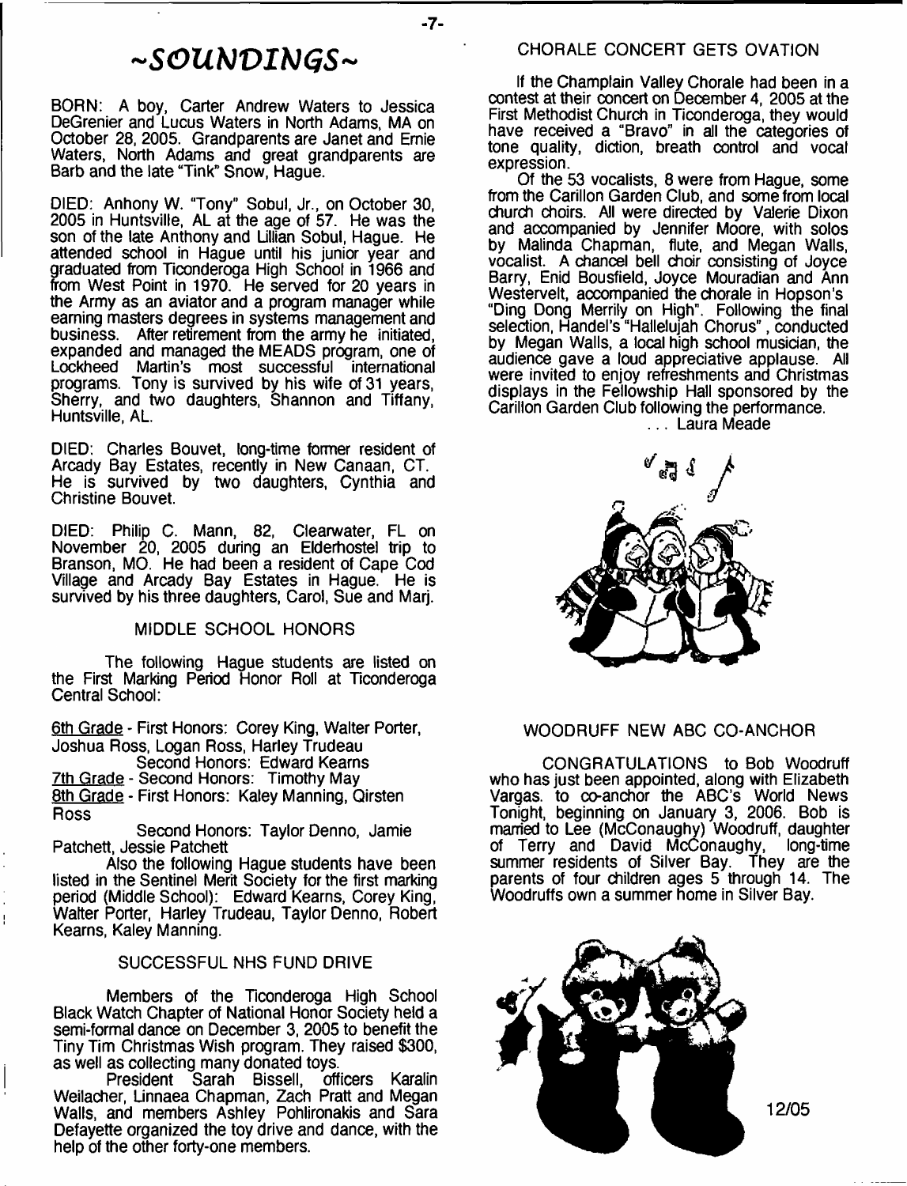# ~SOUNDINGS~

BORN: A boy, Carter Andrew Waters to Jessica DeGrenier and Lucus Waters in North Adams, MA on October 28, 2005. Grandparents are Janet and Ernie Waters, North Adams and great grandparents are Barb and the late "Tink" Snow, Hague.

DIED: Anhony W. "Tony" Sobul, Jr., on October 30, 2005 in Huntsville, AL at the age of 57. He was the son of the late Anthony and Lillian Sobul, Hague. He attended school in Hague until his junior year and graduated from Ticonderoga High School in 1966 and from West Point in 1970. He served for 20 years in the Army as an aviator and a program manager while earning masters degrees in systems management and business. After retirement from the army he initiated, expanded and managed the MEADS program, one of Lockheed Martin's most successful international programs. Tony is survived by his wife of 31 years, Sherry, and two daughters, Shannon and Tiffany, Huntsville, AL.

DIED: Charles Bouvet, long-time former resident of Arcady Bay Estates, recently in New Canaan, CT. He is survived by two daughters, Cynthia and Christine Bouvet.

DIED: Philip C. Mann, 82, Clearwater, FL on November 20, 2005 during an Elderhostel trip to Branson, MO. He had been a resident of Cape Cod Village and Arcady Bay Estates in Hague. He is survived by his three daughters, Carol, Sue and Marj.

## MIDDLE SCHOOL HONORS

The following Hague students are listed on the First Marking Period Honor Roll at Ticonderoga Central School:

6th Grade - First Honors: Corey King, Walter Porter, Joshua Ross, Logan Ross, Harley Trudeau
Second Honors: Edward Kearns
7th Grade - Second Honors: Timothy May
8th Grade - First Honors: Kaley Manning, Qirsten Ross
Second Honors: Taylor Denno, Jamie Patchett, Jessie Patchett

Also the following Hague students have been listed in the Sentinel Merit Society for the first marking period (Middle School): Edward Kearns, Corey King, Walter Porter, Harley Trudeau, Taylor Denno, Robert Kearns, Kaley Manning.

## SUCCESSFUL NHS FUND DRIVE

Members of the Ticonderoga High School Black Watch Chapter of National Honor Society held a semi-formal dance on December 3, 2005 to benefit the Tiny Tim Christmas Wish program. They raised $300, as well as collecting many donated toys.

President Sarah Bissell, officers Karalin Weilacher, Linnaea Chapman, Zach Pratt and Megan Walls, and members Ashley Pohlironakis and Sara Defayette organized the toy drive and dance, with the help of the other forty-one members.

## CHORALE CONCERT GETS OVATION

If the Champlain Valley Chorale had been in a contest at their concert on December 4, 2005 at the First Methodist Church in Ticonderoga, they would have received a "Bravo" in all the categories of tone quality, diction, breath control and vocal expression.

Of the 53 vocalists, 8 were from Hague, some from the Carillon Garden Club, and some from local church choirs. All were directed by Valerie Dixon and accompanied by Jennifer Moore, with solos by Malinda Chapman, flute, and Megan Walls, vocalist. A chancel bell choir consisting of Joyce Barry, Enid Bousfield, Joyce Mouradian and Ann Westervelt, accompanied the chorale in Hopson's "Ding Dong Merrily on High". Following the final selection, Handel's "Hallelujah Chorus", conducted by Megan Walls, a local high school musician, the audience gave a loud appreciative applause. All were invited to enjoy refreshments and Christmas displays in the Fellowship Hall sponsored by the Carillon Garden Club following the performance.

... Laura Meade

## WOODRUFF NEW ABC CO-ANCHOR

CONGRATULATIONS to Bob Woodruff who has just been appointed, along with Elizabeth Vargas. to co-anchor the ABC's World News Tonight, beginning on January 3, 2006. Bob is married to Lee (McConaughy) Woodruff, daughter of Terry and David McConaughy, long-time summer residents of Silver Bay. They are the parents of four children ages 5 through 14. The Woodruffs own a summer home in Silver Bay.

12/05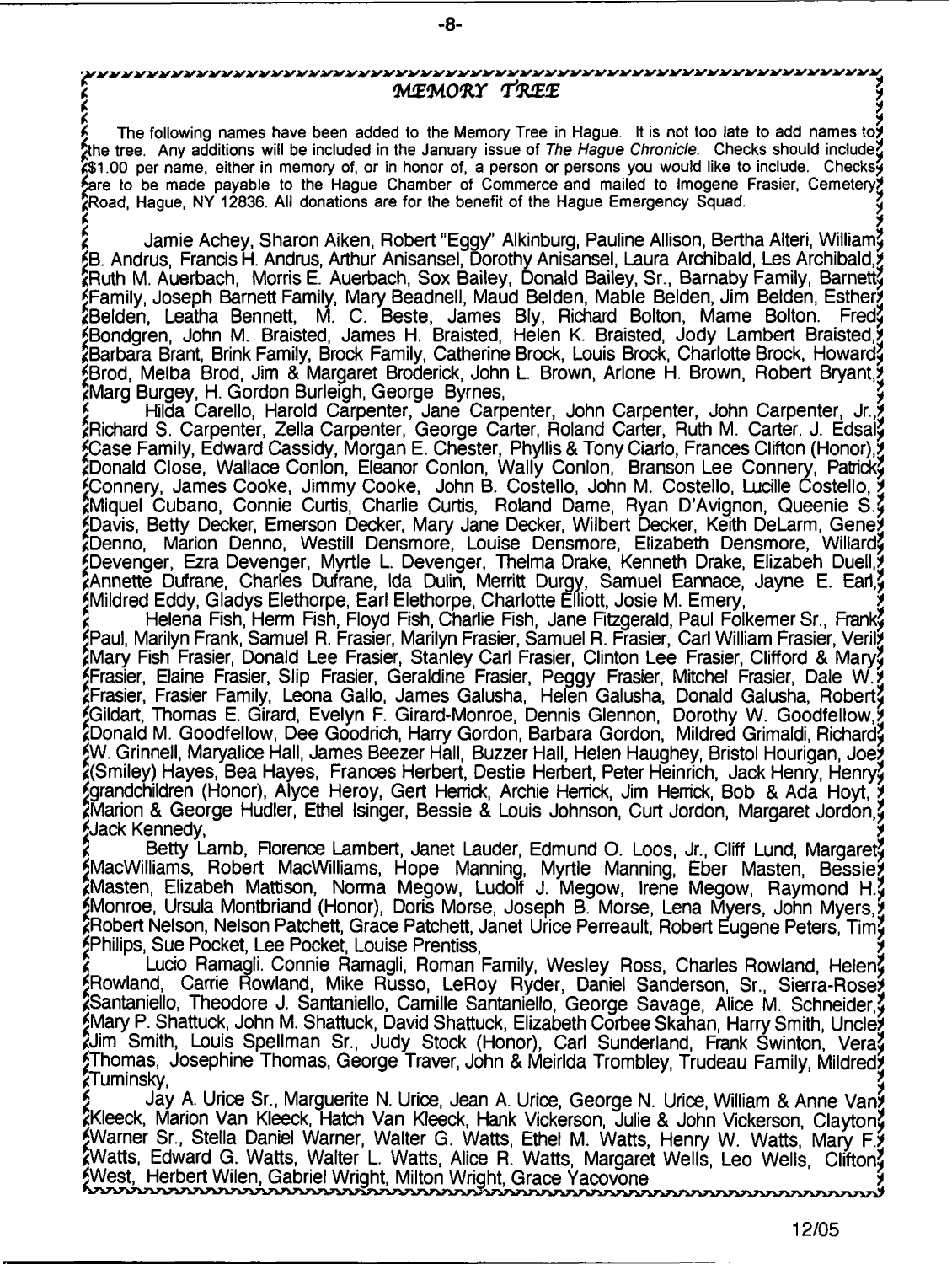## MEMORY TREE

The following names have been added to the Memory Tree in Hague. It is not too late to add names to the tree. Any additions will be included in the January issue of *The Hague Chronicle*. Checks should include $1.00 per name, either in memory of, or in honor of, a person or persons you would like to include. Checks are to be made payable to the Hague Chamber of Commerce and mailed to Imogene Frasier, Cemetery Road, Hague, NY 12836. All donations are for the benefit of the Hague Emergency Squad.

Jamie Achey, Sharon Aiken, Robert "Eggy" Alkinburg, Pauline Allison, Bertha Alteri, William B. Andrus, Francis H. Andrus, Arthur Anisansel, Dorothy Anisansel, Laura Archibald, Les Archibald, Ruth M. Auerbach, Morris E. Auerbach, Sox Bailey, Donald Bailey, Sr., Barnaby Family, Barnett Family, Joseph Barnett Family, Mary Beadnell, Maud Belden, Mable Belden, Jim Belden, Esther Belden, Leatha Bennett, M. C. Beste, James Bly, Richard Bolton, Mame Bolton. Fred Bondgren, John M. Braisted, James H. Braisted, Helen K. Braisted, Jody Lambert Braisted, Barbara Brant, Brink Family, Brock Family, Catherine Brock, Louis Brock, Charlotte Brock, Howard Brod, Melba Brod, Jim & Margaret Broderick, John L. Brown, Arlone H. Brown, Robert Bryant, Marg Burgey, H. Gordon Burleigh, George Byrnes,

Hilda Carello, Harold Carpenter, Jane Carpenter, John Carpenter, John Carpenter, Jr., Richard S. Carpenter, Zella Carpenter, George Carter, Roland Carter, Ruth M. Carter. J. Edsal Case Family, Edward Cassidy, Morgan E. Chester, Phyllis & Tony Ciarlo, Frances Clifton (Honor), Donald Close, Wallace Conlon, Eleanor Conlon, Wally Conlon, Branson Lee Connery, Patrick Connery, James Cooke, Jimmy Cooke, John B. Costello, John M. Costello, Lucille Costello, Miquel Cubano, Connie Curtis, Charlie Curtis, Roland Dame, Ryan D'Avignon, Queenie S. Davis, Betty Decker, Emerson Decker, Mary Jane Decker, Wilbert Decker, Keith DeLarm, Gene Denno, Marion Denno, Westill Densmore, Louise Densmore, Elizabeth Densmore, Willard Devenger, Ezra Devenger, Myrtle L. Devenger, Thelma Drake, Kenneth Drake, Elizabeh Duell, Annette Dufrane, Charles Dufrane, Ida Dulin, Merritt Durgy, Samuel Eannace, Jayne E. Earl, Mildred Eddy, Gladys Elethorpe, Earl Elethorpe, Charlotte Elliott, Josie M. Emery,

Helena Fish, Herm Fish, Floyd Fish, Charlie Fish, Jane Fitzgerald, Paul Folkemer Sr., Frank Paul, Marilyn Frank, Samuel R. Frasier, Marilyn Frasier, Samuel R. Frasier, Carl William Frasier, Veril Mary Fish Frasier, Donald Lee Frasier, Stanley Carl Frasier, Clinton Lee Frasier, Clifford & Mary Frasier, Elaine Frasier, Slip Frasier, Geraldine Frasier, Peggy Frasier, Mitchel Frasier, Dale W. Frasier, Frasier Family, Leona Gallo, James Galusha, Helen Galusha, Donald Galusha, Robert Gildart, Thomas E. Girard, Evelyn F. Girard-Monroe, Dennis Glennon, Dorothy W. Goodfellow, Donald M. Goodfellow, Dee Goodrich, Harry Gordon, Barbara Gordon, Mildred Grimaldi, Richard W. Grinnell, Maryalice Hall, James Beezer Hall, Buzzer Hall, Helen Haughey, Bristol Hourigan, Joe (Smiley) Hayes, Bea Hayes, Frances Herbert, Destie Herbert, Peter Heinrich, Jack Henry, Henry grandchildren (Honor), Alyce Heroy, Gert Herrick, Archie Herrick, Jim Herrick, Bob & Ada Hoyt, Marion & George Hudler, Ethel Isinger, Bessie & Louis Johnson, Curt Jordon, Margaret Jordon, Jack Kennedy,

Betty Lamb, Florence Lambert, Janet Lauder, Edmund O. Loos, Jr., Cliff Lund, Margaret MacWilliams, Robert MacWilliams, Hope Manning, Myrtle Manning, Eber Masten, Bessie Masten, Elizabeh Mattison, Norma Megow, Ludolf J. Megow, Irene Megow, Raymond H. Monroe, Ursula Montbriand (Honor), Doris Morse, Joseph B. Morse, Lena Myers, John Myers, Robert Nelson, Nelson Patchett, Grace Patchett, Janet Urice Perreault, Robert Eugene Peters, Tim Philips, Sue Pocket, Lee Pocket, Louise Prentiss,

Lucio Ramagli. Connie Ramagli, Roman Family, Wesley Ross, Charles Rowland, Helen Rowland, Carrie Rowland, Mike Russo, LeRoy Ryder, Daniel Sanderson, Sr., Sierra-Rose Santaniello, Theodore J. Santaniello, Camille Santaniello, George Savage, Alice M. Schneider, Mary P. Shattuck, John M. Shattuck, David Shattuck, Elizabeth Corbee Skahan, Harry Smith, Uncle Jim Smith, Louis Spellman Sr., Judy Stock (Honor), Carl Sunderland, Frank Swinton, Vera Thomas, Josephine Thomas, George Traver, John & Meirlda Trombley, Trudeau Family, Mildred Tuminsky,

Jay A. Urice Sr., Marguerite N. Urice, Jean A. Urice, George N. Urice, William & Anne Van Kleeck, Marion Van Kleeck, Hatch Van Kleeck, Hank Vickerson, Julie & John Vickerson, Clayton Warner Sr., Stella Daniel Warner, Walter G. Watts, Ethel M. Watts, Henry W. Watts, Mary F. Watts, Edward G. Watts, Walter L. Watts, Alice R. Watts, Margaret Wells, Leo Wells, Clifton West, Herbert Wilen, Gabriel Wright, Milton Wright, Grace Yacovone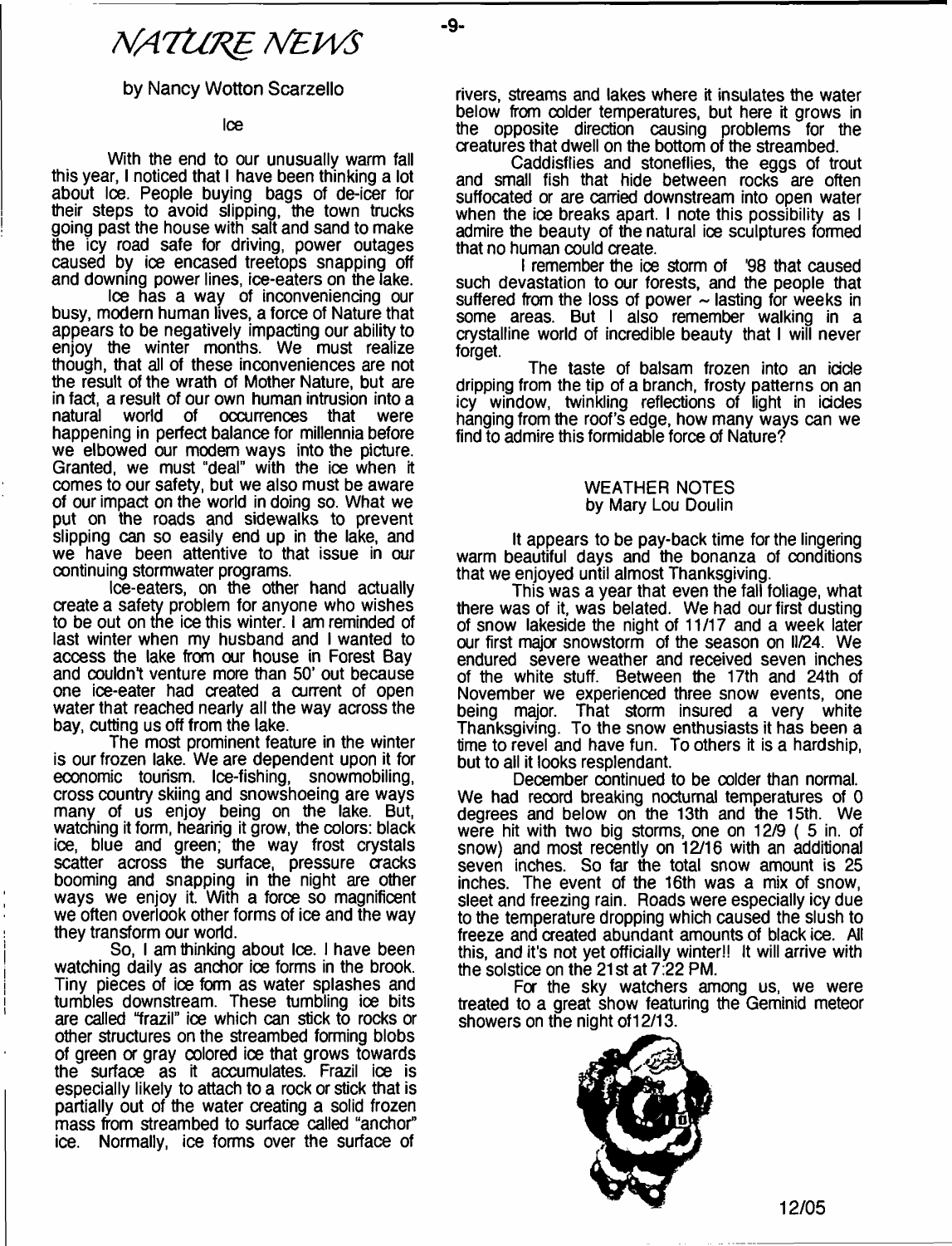# NATURE NEWS

by Nancy Wotton Scarzello

Ice

With the end to our unusually warm fall this year, I noticed that I have been thinking a lot about Ice. People buying bags of de-icer for their steps to avoid slipping, the town trucks going past the house with salt and sand to make the icy road safe for driving, power outages caused by ice encased treetops snapping off and downing power lines, ice-eaters on the lake.

Ice has a way of inconveniencing our busy, modern human lives, a force of Nature that appears to be negatively impacting our ability to enjoy the winter months. We must realize though, that all of these inconveniences are not the result of the wrath of Mother Nature, but are in fact, a result of our own human intrusion into a natural world of occurrences that were happening in perfect balance for millennia before we elbowed our modern ways into the picture. Granted, we must "deal" with the ice when it comes to our safety, but we also must be aware of our impact on the world in doing so. What we put on the roads and sidewalks to prevent slipping can so easily end up in the lake, and we have been attentive to that issue in our continuing stormwater programs.

Ice-eaters, on the other hand actually create a safety problem for anyone who wishes to be out on the ice this winter. I am reminded of last winter when my husband and I wanted to access the lake from our house in Forest Bay and couldn't venture more than 50' out because one ice-eater had created a current of open water that reached nearly all the way across the bay, cutting us off from the lake.

The most prominent feature in the winter is our frozen lake. We are dependent upon it for economic tourism. Ice-fishing, snowmobiling, cross country skiing and snowshoeing are ways many of us enjoy being on the lake. But, watching it form, hearing it grow, the colors: black ice, blue and green; the way frost crystals scatter across the surface, pressure cracks booming and snapping in the night are other ways we enjoy it. With a force so magnificent we often overlook other forms of ice and the way they transform our world.

So, I am thinking about Ice. I have been watching daily as anchor ice forms in the brook. Tiny pieces of ice form as water splashes and tumbles downstream. These tumbling ice bits are called "frazil" ice which can stick to rocks or other structures on the streambed forming blobs of green or gray colored ice that grows towards the surface as it accumulates. Frazil ice is especially likely to attach to a rock or stick that is partially out of the water creating a solid frozen mass from streambed to surface called "anchor" ice. Normally, ice forms over the surface of rivers, streams and lakes where it insulates the water below from colder temperatures, but here it grows in the opposite direction causing problems for the creatures that dwell on the bottom of the streambed.

Caddisflies and stoneflies, the eggs of trout and small fish that hide between rocks are often suffocated or are carried downstream into open water when the ice breaks apart. I note this possibility as I admire the beauty of the natural ice sculptures formed that no human could create.

I remember the ice storm of '98 that caused such devastation to our forests, and the people that suffered from the loss of power ~ lasting for weeks in some areas. But I also remember walking in a crystalline world of incredible beauty that I will never forget.

The taste of balsam frozen into an icicle dripping from the tip of a branch, frosty patterns on an icy window, twinkling reflections of light in icicles hanging from the roof's edge, how many ways can we find to admire this formidable force of Nature?

## WEATHER NOTES
by Mary Lou Doulin

It appears to be pay-back time for the lingering warm beautiful days and the bonanza of conditions that we enjoyed until almost Thanksgiving.

This was a year that even the fall foliage, what there was of it, was belated. We had our first dusting of snow lakeside the night of 11/17 and a week later our first major snowstorm of the season on 11/24. We endured severe weather and received seven inches of the white stuff. Between the 17th and 24th of November we experienced three snow events, one being major. That storm insured a very white Thanksgiving. To the snow enthusiasts it has been a time to revel and have fun. To others it is a hardship, but to all it looks resplendant.

December continued to be colder than normal. We had record breaking nocturnal temperatures of 0 degrees and below on the 13th and the 15th. We were hit with two big storms, one on 12/9 ( 5 in. of snow) and most recently on 12/16 with an additional seven inches. So far the total snow amount is 25 inches. The event of the 16th was a mix of snow, sleet and freezing rain. Roads were especially icy due to the temperature dropping which caused the slush to freeze and created abundant amounts of black ice. All this, and it's not yet officially winter!! It will arrive with the solstice on the 21st at 7:22 PM.

For the sky watchers among us, we were treated to a great show featuring the Geminid meteor showers on the night of12/13.

12/05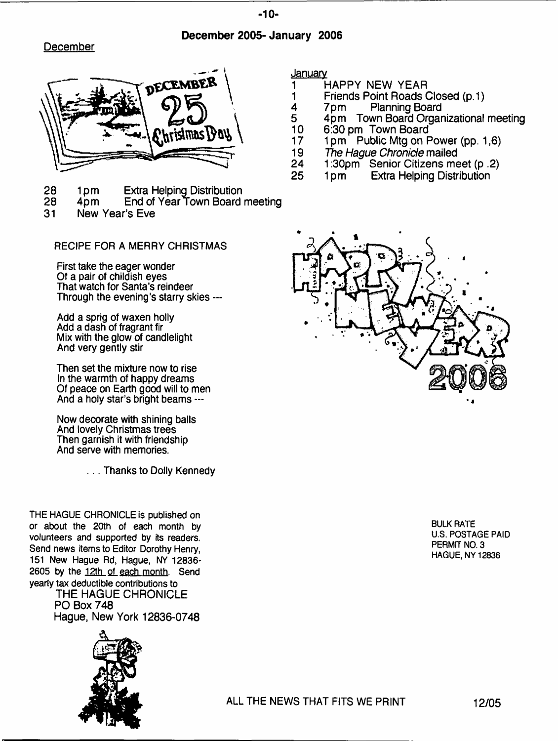## December 2005- January 2006

### December

28 1pm Extra Helping Distribution
28 4pm End of Year Town Board meeting
31 New Year's Eve

### January

1 HAPPY NEW YEAR
1 Friends Point Roads Closed (p.1)
4 7pm Planning Board
5 4pm Town Board Organizational meeting
10 6:30 pm Town Board
17 1pm Public Mtg on Power (pp. 1,6)
19 *The Hague Chronicle* mailed
24 1:30pm Senior Citizens meet (p .2)
25 1pm Extra Helping Distribution

RECIPE FOR A MERRY CHRISTMAS

First take the eager wonder
Of a pair of childish eyes
That watch for Santa's reindeer
Through the evening's starry skies ---

Add a sprig of waxen holly
Add a dash of fragrant fir
Mix with the glow of candlelight
And very gently stir

Then set the mixture now to rise
In the warmth of happy dreams
Of peace on Earth good will to men
And a holy star's bright beams ---

Now decorate with shining balls
And lovely Christmas trees
Then garnish it with friendship
And serve with memories.

. . . Thanks to Dolly Kennedy

THE HAGUE CHRONICLE is published on or about the 20th of each month by volunteers and supported by its readers. Send news items to Editor Dorothy Henry, 151 New Hague Rd, Hague, NY 12836-2605 by the 12th of each month. Send yearly tax deductible contributions to

THE HAGUE CHRONICLE
PO Box 748
Hague, New York 12836-0748

BULK RATE
U.S. POSTAGE PAID
PERMIT NO. 3
HAGUE, NY 12836

ALL THE NEWS THAT FITS WE PRINT

12/05